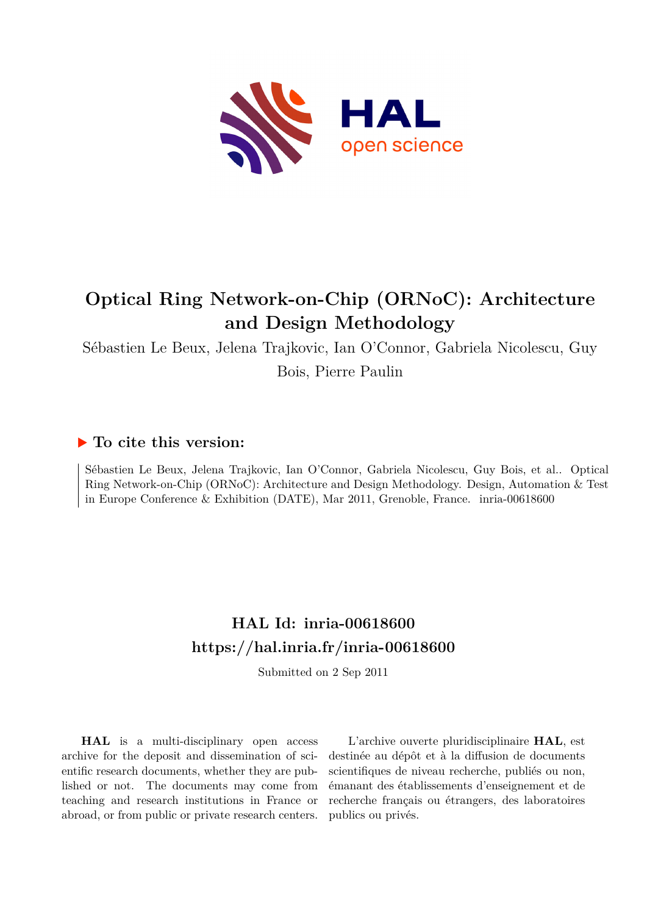# Optical Ring Network-on-Chip (ORNoC): Architecture and Design Methodology

Sébastien Le Beux, Jelena Trajkovic, Ian O'Connor, Gabriela Nicolescu, Guy Bois, Pierre Paulin

## ▶ To cite this version:

Sébastien Le Beux, Jelena Trajkovic, Ian O'Connor, Gabriela Nicolescu, Guy Bois, et al.. Optical Ring Network-on-Chip (ORNoC): Architecture and Design Methodology. Design, Automation & Test in Europe Conference & Exhibition (DATE), Mar 2011, Grenoble, France. inria-00618600

## HAL Id: inria-00618600
## https://hal.inria.fr/inria-00618600

Submitted on 2 Sep 2011

**HAL** is a multi-disciplinary open access archive for the deposit and dissemination of scientific research documents, whether they are published or not. The documents may come from teaching and research institutions in France or abroad, or from public or private research centers.

L'archive ouverte pluridisciplinaire **HAL**, est destinée au dépôt et à la diffusion de documents scientifiques de niveau recherche, publiés ou non, émanant des établissements d'enseignement et de recherche français ou étrangers, des laboratoires publics ou privés.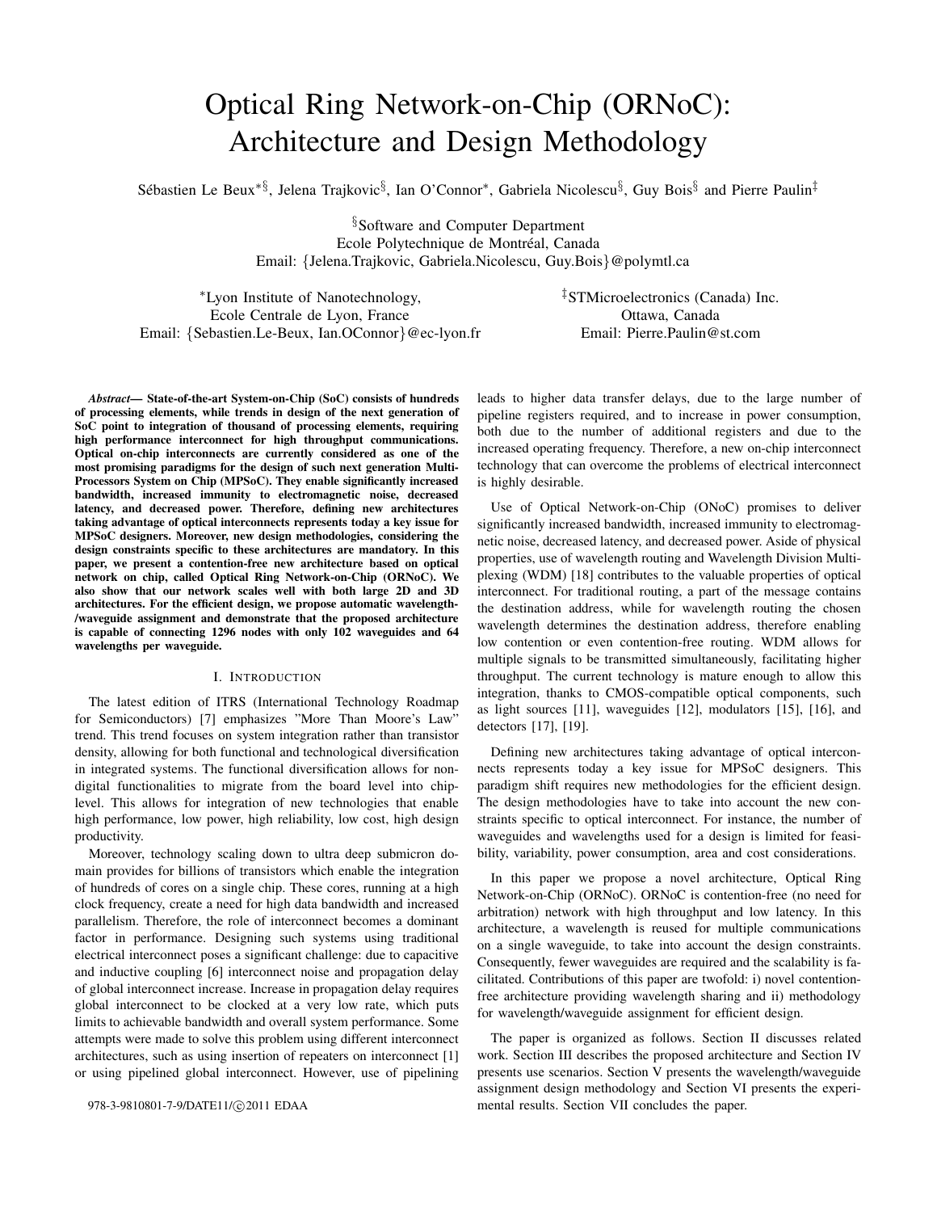# Optical Ring Network-on-Chip (ORNoC): Architecture and Design Methodology

Sébastien Le Beux[∗§], Jelena Trajkovic[§], Ian O'Connor[∗], Gabriela Nicolescu[§], Guy Bois[§] and Pierre Paulin[‡]

[§]Software and Computer Department
Ecole Polytechnique de Montréal, Canada
Email: {Jelena.Trajkovic, Gabriela.Nicolescu, Guy.Bois}@polymtl.ca

[∗]Lyon Institute of Nanotechnology,
Ecole Centrale de Lyon, France
Email: {Sebastien.Le-Beux, Ian.OConnor}@ec-lyon.fr

[‡]STMicroelectronics (Canada) Inc.
Ottawa, Canada
Email: Pierre.Paulin@st.com

***Abstract*— State-of-the-art System-on-Chip (SoC) consists of hundreds of processing elements, while trends in design of the next generation of SoC point to integration of thousand of processing elements, requiring high performance interconnect for high throughput communications. Optical on-chip interconnects are currently considered as one of the most promising paradigms for the design of such next generation Multi-Processors System on Chip (MPSoC). They enable significantly increased bandwidth, increased immunity to electromagnetic noise, decreased latency, and decreased power. Therefore, defining new architectures taking advantage of optical interconnects represents today a key issue for MPSoC designers. Moreover, new design methodologies, considering the design constraints specific to these architectures are mandatory. In this paper, we present a contention-free new architecture based on optical network on chip, called Optical Ring Network-on-Chip (ORNoC). We also show that our network scales well with both large 2D and 3D architectures. For the efficient design, we propose automatic wavelength-/waveguide assignment and demonstrate that the proposed architecture is capable of connecting 1296 nodes with only 102 waveguides and 64 wavelengths per waveguide.**

## I. Introduction

The latest edition of ITRS (International Technology Roadmap for Semiconductors) [7] emphasizes "More Than Moore's Law" trend. This trend focuses on system integration rather than transistor density, allowing for both functional and technological diversification in integrated systems. The functional diversification allows for non-digital functionalities to migrate from the board level into chip-level. This allows for integration of new technologies that enable high performance, low power, high reliability, low cost, high design productivity.

Moreover, technology scaling down to ultra deep submicron domain provides for billions of transistors which enable the integration of hundreds of cores on a single chip. These cores, running at a high clock frequency, create a need for high data bandwidth and increased parallelism. Therefore, the role of interconnect becomes a dominant factor in performance. Designing such systems using traditional electrical interconnect poses a significant challenge: due to capacitive and inductive coupling [6] interconnect noise and propagation delay of global interconnect increase. Increase in propagation delay requires global interconnect to be clocked at a very low rate, which puts limits to achievable bandwidth and overall system performance. Some attempts were made to solve this problem using different interconnect architectures, such as using insertion of repeaters on interconnect [1] or using pipelined global interconnect. However, use of pipelining leads to higher data transfer delays, due to the large number of pipeline registers required, and to increase in power consumption, both due to the number of additional registers and due to the increased operating frequency. Therefore, a new on-chip interconnect technology that can overcome the problems of electrical interconnect is highly desirable.

Use of Optical Network-on-Chip (ONoC) promises to deliver significantly increased bandwidth, increased immunity to electromagnetic noise, decreased latency, and decreased power. Aside of physical properties, use of wavelength routing and Wavelength Division Multiplexing (WDM) [18] contributes to the valuable properties of optical interconnect. For traditional routing, a part of the message contains the destination address, while for wavelength routing the chosen wavelength determines the destination address, therefore enabling low contention or even contention-free routing. WDM allows for multiple signals to be transmitted simultaneously, facilitating higher throughput. The current technology is mature enough to allow this integration, thanks to CMOS-compatible optical components, such as light sources [11], waveguides [12], modulators [15], [16], and detectors [17], [19].

Defining new architectures taking advantage of optical interconnects represents today a key issue for MPSoC designers. This paradigm shift requires new methodologies for the efficient design. The design methodologies have to take into account the new constraints specific to optical interconnect. For instance, the number of waveguides and wavelengths used for a design is limited for feasibility, variability, power consumption, area and cost considerations.

In this paper we propose a novel architecture, Optical Ring Network-on-Chip (ORNoC). ORNoC is contention-free (no need for arbitration) network with high throughput and low latency. In this architecture, a wavelength is reused for multiple communications on a single waveguide, to take into account the design constraints. Consequently, fewer waveguides are required and the scalability is facilitated. Contributions of this paper are twofold: i) novel contention-free architecture providing wavelength sharing and ii) methodology for wavelength/waveguide assignment for efficient design.

The paper is organized as follows. Section II discusses related work. Section III describes the proposed architecture and Section IV presents use scenarios. Section V presents the wavelength/waveguide assignment design methodology and Section VI presents the experimental results. Section VII concludes the paper.

978-3-9810801-7-9/DATE11/©2011 EDAA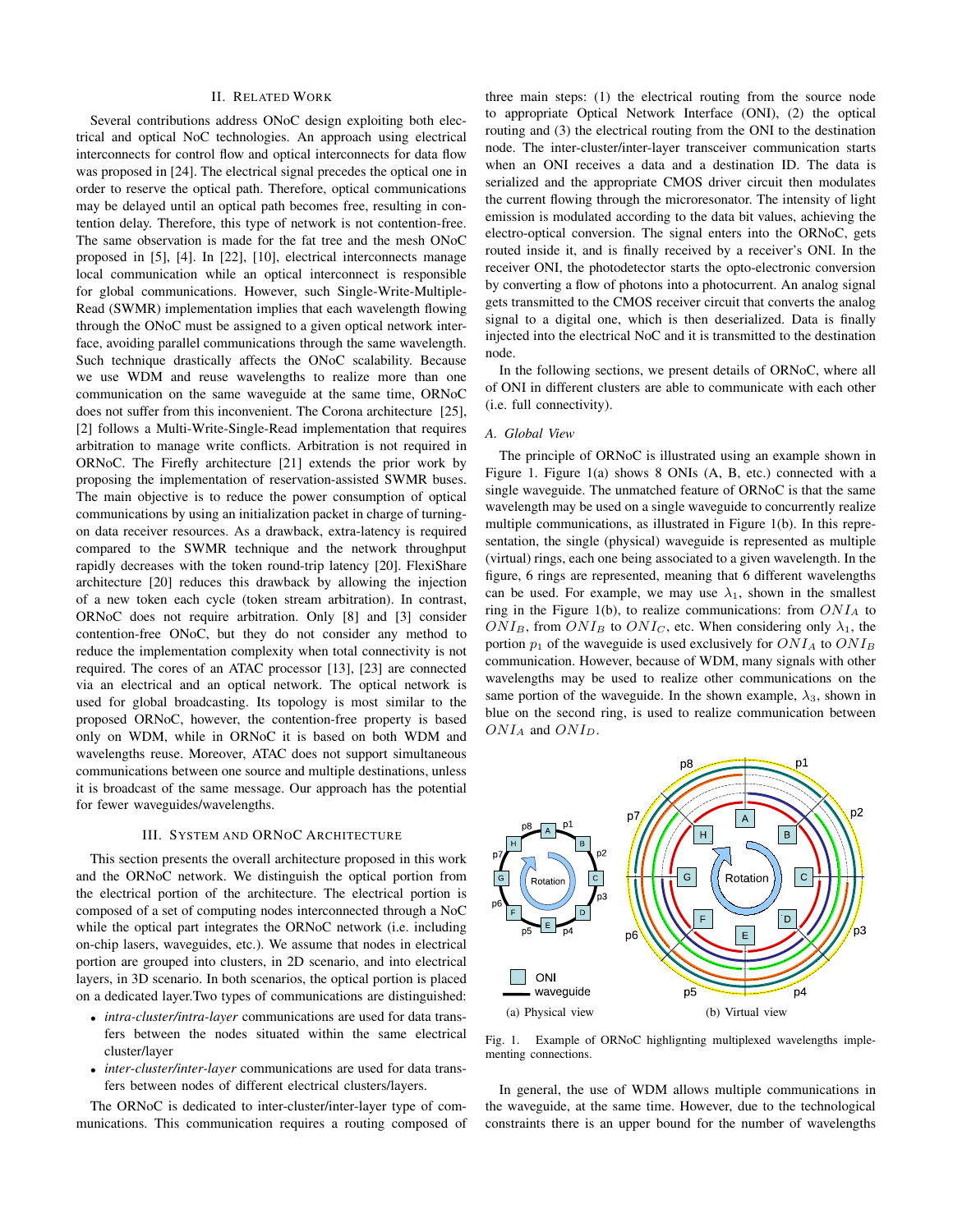## II. Related Work

Several contributions address ONoC design exploiting both electrical and optical NoC technologies. An approach using electrical interconnects for control flow and optical interconnects for data flow was proposed in [24]. The electrical signal precedes the optical one in order to reserve the optical path. Therefore, optical communications may be delayed until an optical path becomes free, resulting in contention delay. Therefore, this type of network is not contention-free. The same observation is made for the fat tree and the mesh ONoC proposed in [5], [4]. In [22], [10], electrical interconnects manage local communication while an optical interconnect is responsible for global communications. However, such Single-Write-Multiple-Read (SWMR) implementation implies that each wavelength flowing through the ONoC must be assigned to a given optical network interface, avoiding parallel communications through the same wavelength. Such technique drastically affects the ONoC scalability. Because we use WDM and reuse wavelengths to realize more than one communication on the same waveguide at the same time, ORNoC does not suffer from this inconvenient. The Corona architecture [25], [2] follows a Multi-Write-Single-Read implementation that requires arbitration to manage write conflicts. Arbitration is not required in ORNoC. The Firefly architecture [21] extends the prior work by proposing the implementation of reservation-assisted SWMR buses. The main objective is to reduce the power consumption of optical communications by using an initialization packet in charge of turning-on data receiver resources. As a drawback, extra-latency is required compared to the SWMR technique and the network throughput rapidly decreases with the token round-trip latency [20]. FlexiShare architecture [20] reduces this drawback by allowing the injection of a new token each cycle (token stream arbitration). In contrast, ORNoC does not require arbitration. Only [8] and [3] consider contention-free ONoC, but they do not consider any method to reduce the implementation complexity when total connectivity is not required. The cores of an ATAC processor [13], [23] are connected via an electrical and an optical network. The optical network is used for global broadcasting. Its topology is most similar to the proposed ORNoC, however, the contention-free property is based only on WDM, while in ORNoC it is based on both WDM and wavelengths reuse. Moreover, ATAC does not support simultaneous communications between one source and multiple destinations, unless it is broadcast of the same message. Our approach has the potential for fewer waveguides/wavelengths.

## III. System and ORNoC Architecture

This section presents the overall architecture proposed in this work and the ORNoC network. We distinguish the optical portion from the electrical portion of the architecture. The electrical portion is composed of a set of computing nodes interconnected through a NoC while the optical part integrates the ORNoC network (i.e. including on-chip lasers, waveguides, etc.). We assume that nodes in electrical portion are grouped into clusters, in 2D scenario, and into electrical layers, in 3D scenario. In both scenarios, the optical portion is placed on a dedicated layer.Two types of communications are distinguished:

- *intra-cluster/intra-layer* communications are used for data transfers between the nodes situated within the same electrical cluster/layer
- *inter-cluster/inter-layer* communications are used for data transfers between nodes of different electrical clusters/layers.

The ORNoC is dedicated to inter-cluster/inter-layer type of communications. This communication requires a routing composed of three main steps: (1) the electrical routing from the source node to appropriate Optical Network Interface (ONI), (2) the optical routing and (3) the electrical routing from the ONI to the destination node. The inter-cluster/inter-layer transceiver communication starts when an ONI receives a data and a destination ID. The data is serialized and the appropriate CMOS driver circuit then modulates the current flowing through the microresonator. The intensity of light emission is modulated according to the data bit values, achieving the electro-optical conversion. The signal enters into the ORNoC, gets routed inside it, and is finally received by a receiver's ONI. In the receiver ONI, the photodetector starts the opto-electronic conversion by converting a flow of photons into a photocurrent. An analog signal gets transmitted to the CMOS receiver circuit that converts the analog signal to a digital one, which is then deserialized. Data is finally injected into the electrical NoC and it is transmitted to the destination node.

In the following sections, we present details of ORNoC, where all of ONI in different clusters are able to communicate with each other (i.e. full connectivity).

### A. Global View

The principle of ORNoC is illustrated using an example shown in Figure 1. Figure 1(a) shows 8 ONIs (A, B, etc.) connected with a single waveguide. The unmatched feature of ORNoC is that the same wavelength may be used on a single waveguide to concurrently realize multiple communications, as illustrated in Figure 1(b). In this representation, the single (physical) waveguide is represented as multiple (virtual) rings, each one being associated to a given wavelength. In the figure, 6 rings are represented, meaning that 6 different wavelengths can be used. For example, we may use $\lambda_1$, shown in the smallest ring in the Figure 1(b), to realize communications: from $ONI_A$ to $ONI_B$, from $ONI_B$ to $ONI_C$, etc. When considering only $\lambda_1$, the portion $p_1$ of the waveguide is used exclusively for $ONI_A$ to $ONI_B$ communication. However, because of WDM, many signals with other wavelengths may be used to realize other communications on the same portion of the waveguide. In the shown example, $\lambda_3$, shown in blue on the second ring, is used to realize communication between $ONI_A$ and $ONI_D$.

p8 p1 p2 p3 p4 p5 p6 p7
A B C D E F G H
Rotation
ONI
waveguide
(a) Physical view

p8 p1 p2 p3 p4 p5 p6 p7
A B C D E F G H
Rotation
(b) Virtual view

Fig. 1. Example of ORNoC highlignting multiplexed wavelengths implementing connections.

In general, the use of WDM allows multiple communications in the waveguide, at the same time. However, due to the technological constraints there is an upper bound for the number of wavelengths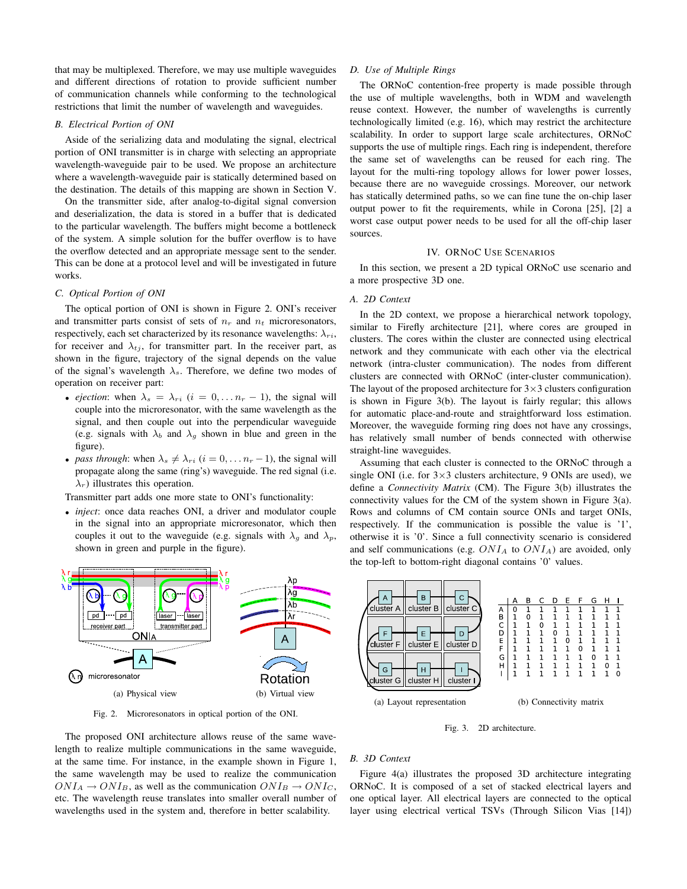that may be multiplexed. Therefore, we may use multiple waveguides and different directions of rotation to provide sufficient number of communication channels while conforming to the technological restrictions that limit the number of wavelength and waveguides.

### B. Electrical Portion of ONI

Aside of the serializing data and modulating the signal, electrical portion of ONI transmitter is in charge with selecting an appropriate wavelength-waveguide pair to be used. We propose an architecture where a wavelength-waveguide pair is statically determined based on the destination. The details of this mapping are shown in Section V.

On the transmitter side, after analog-to-digital signal conversion and deserialization, the data is stored in a buffer that is dedicated to the particular wavelength. The buffers might become a bottleneck of the system. A simple solution for the buffer overflow is to have the overflow detected and an appropriate message sent to the sender. This can be done at a protocol level and will be investigated in future works.

### C. Optical Portion of ONI

The optical portion of ONI is shown in Figure 2. ONI's receiver and transmitter parts consist of sets of $n_r$ and $n_t$ microresonators, respectively, each set characterized by its resonance wavelengths: $\lambda_{ri}$, for receiver and $\lambda_{tj}$, for transmitter part. In the receiver part, as shown in the figure, trajectory of the signal depends on the value of the signal's wavelength $\lambda_s$. Therefore, we define two modes of operation on receiver part:

- *ejection*: when $\lambda_s = \lambda_{ri}$ $(i = 0, \ldots n_r - 1)$, the signal will couple into the microresonator, with the same wavelength as the signal, and then couple out into the perpendicular waveguide (e.g. signals with $\lambda_b$ and $\lambda_g$ shown in blue and green in the figure).
- *pass through*: when $\lambda_s \neq \lambda_{ri}$ $(i = 0, \ldots n_r - 1)$, the signal will propagate along the same (ring's) waveguide. The red signal (i.e. $\lambda_r$) illustrates this operation.

Transmitter part adds one more state to ONI's functionality:

- *inject*: once data reaches ONI, a driver and modulator couple in the signal into an appropriate microresonator, which then couples it out to the waveguide (e.g. signals with $\lambda_g$ and $\lambda_p$, shown in green and purple in the figure).

(a) Physical view (b) Virtual view

Fig. 2. Microresonators in optical portion of the ONI.

The proposed ONI architecture allows reuse of the same wavelength to realize multiple communications in the same waveguide, at the same time. For instance, in the example shown in Figure 1, the same wavelength may be used to realize the communication $ONI_A \rightarrow ONI_B$, as well as the communication $ONI_B \rightarrow ONI_C$, etc. The wavelength reuse translates into smaller overall number of wavelengths used in the system and, therefore in better scalability.

### D. Use of Multiple Rings

The ORNoC contention-free property is made possible through the use of multiple wavelengths, both in WDM and wavelength reuse context. However, the number of wavelengths is currently technologically limited (e.g. 16), which may restrict the architecture scalability. In order to support large scale architectures, ORNoC supports the use of multiple rings. Each ring is independent, therefore the same set of wavelengths can be reused for each ring. The layout for the multi-ring topology allows for lower power losses, because there are no waveguide crossings. Moreover, our network has statically determined paths, so we can fine tune the on-chip laser output power to fit the requirements, while in Corona [25], [2] a worst case output power needs to be used for all the off-chip laser sources.

## IV. ORNoC Use Scenarios

In this section, we present a 2D typical ORNoC use scenario and a more prospective 3D one.

### A. 2D Context

In the 2D context, we propose a hierarchical network topology, similar to Firefly architecture [21], where cores are grouped in clusters. The cores within the cluster are connected using electrical network and they communicate with each other via the electrical network (intra-cluster communication). The nodes from different clusters are connected with ORNoC (inter-cluster communication). The layout of the proposed architecture for 3×3 clusters configuration is shown in Figure 3(b). The layout is fairly regular; this allows for automatic place-and-route and straightforward loss estimation. Moreover, the waveguide forming ring does not have any crossings, has relatively small number of bends connected with otherwise straight-line waveguides.

Assuming that each cluster is connected to the ORNoC through a single ONI (i.e. for 3×3 clusters architecture, 9 ONIs are used), we define a *Connectivity Matrix* (CM). The Figure 3(b) illustrates the connectivity values for the CM of the system shown in Figure 3(a). Rows and columns of CM contain source ONIs and target ONIs, respectively. If the communication is possible the value is '1', otherwise it is '0'. Since a full connectivity scenario is considered and self communications (e.g. $ONI_A$ to $ONI_A$) are avoided, only the top-left to bottom-right diagonal contains '0' values.

| | A | B | C | D | E | F | G | H | I |
|---|---|---|---|---|---|---|---|---|---|
| A | 0 | 1 | 1 | 1 | 1 | 1 | 1 | 1 | 1 |
| B | 1 | 0 | 1 | 1 | 1 | 1 | 1 | 1 | 1 |
| C | 1 | 1 | 0 | 1 | 1 | 1 | 1 | 1 | 1 |
| D | 1 | 1 | 1 | 0 | 1 | 1 | 1 | 1 | 1 |
| E | 1 | 1 | 1 | 1 | 0 | 1 | 1 | 1 | 1 |
| F | 1 | 1 | 1 | 1 | 1 | 0 | 1 | 1 | 1 |
| G | 1 | 1 | 1 | 1 | 1 | 1 | 0 | 1 | 1 |
| H | 1 | 1 | 1 | 1 | 1 | 1 | 1 | 0 | 1 |
| I | 1 | 1 | 1 | 1 | 1 | 1 | 1 | 1 | 0 |

(a) Layout representation (b) Connectivity matrix

Fig. 3. 2D architecture.

### B. 3D Context

Figure 4(a) illustrates the proposed 3D architecture integrating ORNoC. It is composed of a set of stacked electrical layers and one optical layer. All electrical layers are connected to the optical layer using electrical vertical TSVs (Through Silicon Vias [14])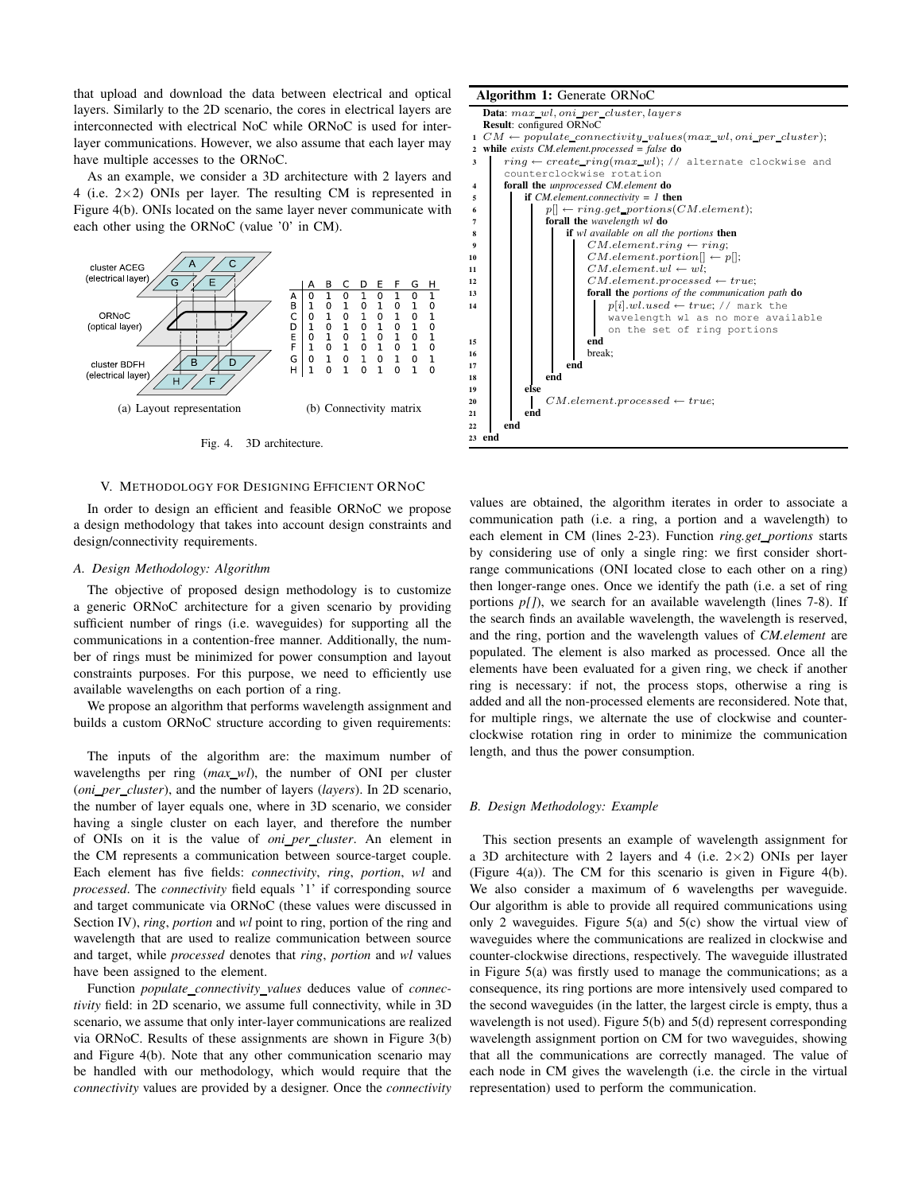that upload and download the data between electrical and optical layers. Similarly to the 2D scenario, the cores in electrical layers are interconnected with electrical NoC while ORNoC is used for inter-layer communications. However, we also assume that each layer may have multiple accesses to the ORNoC.

As an example, we consider a 3D architecture with 2 layers and 4 (i.e. 2×2) ONIs per layer. The resulting CM is represented in Figure 4(b). ONIs located on the same layer never communicate with each other using the ORNoC (value '0' in CM).

(a) Layout representation

|   | A | B | C | D | E | F | G | H |
|---|---|---|---|---|---|---|---|---|
| A | 0 | 1 | 0 | 1 | 0 | 1 | 0 | 1 |
| B | 1 | 0 | 1 | 0 | 1 | 0 | 1 | 0 |
| C | 0 | 1 | 0 | 1 | 0 | 1 | 0 | 1 |
| D | 1 | 0 | 1 | 0 | 1 | 0 | 1 | 0 |
| E | 0 | 1 | 0 | 1 | 0 | 1 | 0 | 1 |
| F | 1 | 0 | 1 | 0 | 1 | 0 | 1 | 0 |
| G | 0 | 1 | 0 | 1 | 0 | 1 | 0 | 1 |
| H | 1 | 0 | 1 | 0 | 1 | 0 | 1 | 0 |

(b) Connectivity matrix

Fig. 4. 3D architecture.

## V. Methodology for Designing Efficient ORNoC

In order to design an efficient and feasible ORNoC we propose a design methodology that takes into account design constraints and design/connectivity requirements.

### A. Design Methodology: Algorithm

The objective of proposed design methodology is to customize a generic ORNoC architecture for a given scenario by providing sufficient number of rings (i.e. waveguides) for supporting all the communications in a contention-free manner. Additionally, the number of rings must be minimized for power consumption and layout constraints purposes. For this purpose, we need to efficiently use available wavelengths on each portion of a ring.

We propose an algorithm that performs wavelength assignment and builds a custom ORNoC structure according to given requirements:

**Algorithm 1:** Generate ORNoC

```
Data: max_wl, oni_per_cluster, layers
Result: configured ORNoC
1  CM ← populate_connectivity_values(max_wl, oni_per_cluster);
2  while exists CM.element.processed = false do
3      ring ← create_ring(max_wl); // alternate clockwise and
       counterclockwise rotation
4      forall the unprocessed CM.element do
5          if CM.element.connectivity = 1 then
6              p[] ← ring.get_portions(CM.element);
7              forall the wavelength wl do
8                  if wl available on all the portions then
9                      CM.element.ring ← ring;
10                     CM.element.portion[] ← p[];
11                     CM.element.wl ← wl;
12                     CM.element.processed ← true;
13                     forall the portions of the communication path do
14                         p[i].wl.used ← true; // mark the
                           wavelength wl as no more available
                           on the set of ring portions
15                     end
16                     break;
17                 end
18             end
19         else
20             CM.element.processed ← true;
21         end
22     end
23 end
```

The inputs of the algorithm are: the maximum number of wavelengths per ring (*max_wl*), the number of ONI per cluster (*oni_per_cluster*), and the number of layers (*layers*). In 2D scenario, the number of layer equals one, where in 3D scenario, we consider having a single cluster on each layer, and therefore the number of ONIs on it is the value of *oni_per_cluster*. An element in the CM represents a communication between source-target couple. Each element has five fields: *connectivity*, *ring*, *portion*, *wl* and *processed*. The *connectivity* field equals '1' if corresponding source and target communicate via ORNoC (these values were discussed in Section IV), *ring*, *portion* and *wl* point to ring, portion of the ring and wavelength that are used to realize communication between source and target, while *processed* denotes that *ring*, *portion* and *wl* values have been assigned to the element.

Function *populate_connectivity_values* deduces value of *connectivity* field: in 2D scenario, we assume full connectivity, while in 3D scenario, we assume that only inter-layer communications are realized via ORNoC. Results of these assignments are shown in Figure 3(b) and Figure 4(b). Note that any other communication scenario may be handled with our methodology, which would require that the *connectivity* values are provided by a designer. Once the *connectivity* values are obtained, the algorithm iterates in order to associate a communication path (i.e. a ring, a portion and a wavelength) to each element in CM (lines 2-23). Function *ring.get_portions* starts by considering use of only a single ring: we first consider short-range communications (ONI located close to each other on a ring) then longer-range ones. Once we identify the path (i.e. a set of ring portions *p[]*), we search for an available wavelength (lines 7-8). If the search finds an available wavelength, the wavelength is reserved, and the ring, portion and the wavelength values of *CM.element* are populated. The element is also marked as processed. Once all the elements have been evaluated for a given ring, we check if another ring is necessary: if not, the process stops, otherwise a ring is added and all the non-processed elements are reconsidered. Note that, for multiple rings, we alternate the use of clockwise and counter-clockwise rotation ring in order to minimize the communication length, and thus the power consumption.

### B. Design Methodology: Example

This section presents an example of wavelength assignment for a 3D architecture with 2 layers and 4 (i.e. 2×2) ONIs per layer (Figure 4(a)). The CM for this scenario is given in Figure 4(b). We also consider a maximum of 6 wavelengths per waveguide. Our algorithm is able to provide all required communications using only 2 waveguides. Figure 5(a) and 5(c) show the virtual view of waveguides where the communications are realized in clockwise and counter-clockwise directions, respectively. The waveguide illustrated in Figure 5(a) was firstly used to manage the communications; as a consequence, its ring portions are more intensively used compared to the second waveguides (in the latter, the largest circle is empty, thus a wavelength is not used). Figure 5(b) and 5(d) represent corresponding wavelength assignment portion on CM for two waveguides, showing that all the communications are correctly managed. The value of each node in CM gives the wavelength (i.e. the circle in the virtual representation) used to perform the communication.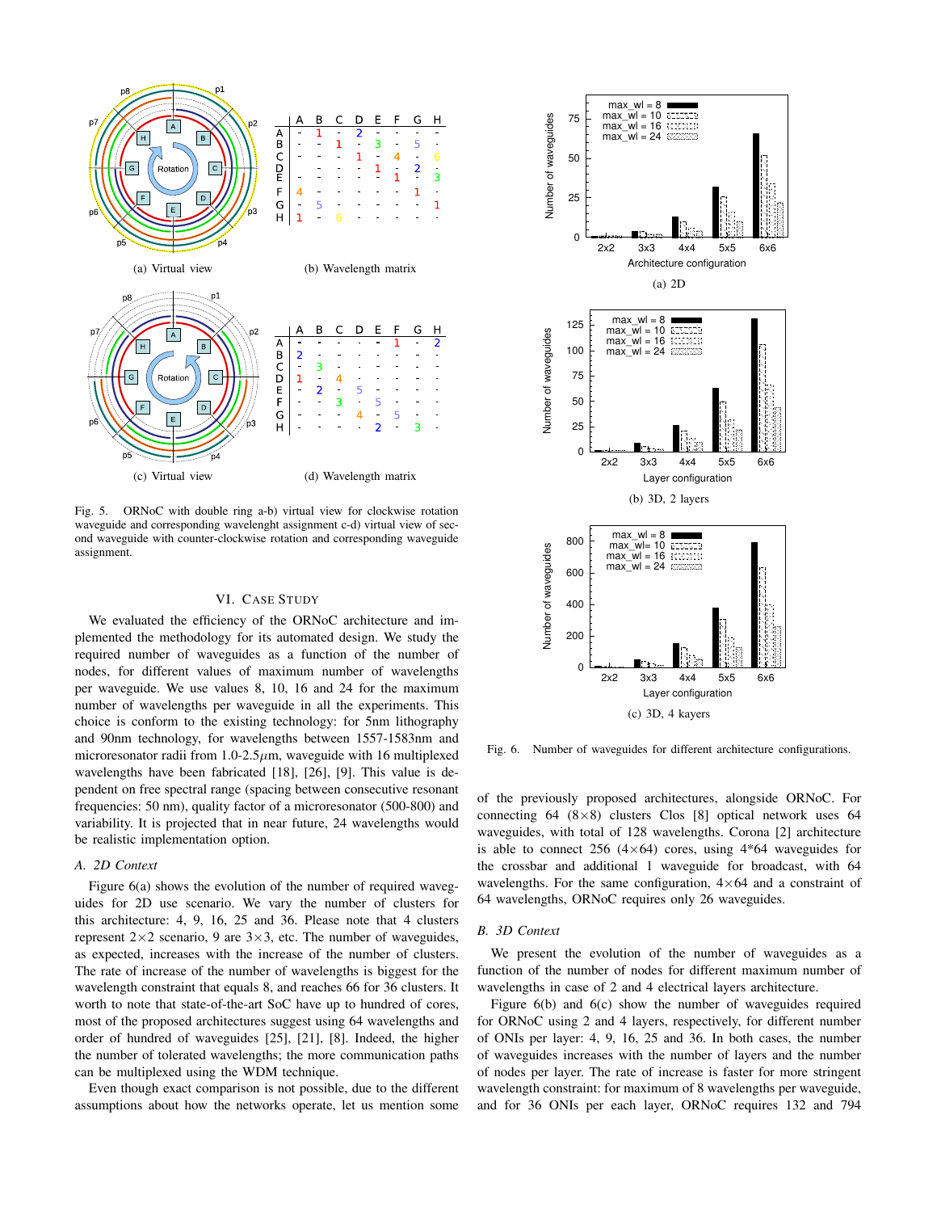Fig. 5. ORNoC with double ring a-b) virtual view for clockwise rotation waveguide and corresponding wavelenght assignment c-d) virtual view of second waveguide with counter-clockwise rotation and corresponding waveguide assignment.

## VI. Case Study

We evaluated the efficiency of the ORNoC architecture and implemented the methodology for its automated design. We study the required number of waveguides as a function of the number of nodes, for different values of maximum number of wavelengths per waveguide. We use values 8, 10, 16 and 24 for the maximum number of wavelengths per waveguide in all the experiments. This choice is conform to the existing technology: for 5nm lithography and 90nm technology, for wavelengths between 1557-1583nm and microresonator radii from 1.0-2.5$\mu$m, waveguide with 16 multiplexed wavelengths have been fabricated [18], [26], [9]. This value is dependent on free spectral range (spacing between consecutive resonant frequencies: 50 nm), quality factor of a microresonator (500-800) and variability. It is projected that in near future, 24 wavelengths would be realistic implementation option.

### A. 2D Context

Figure 6(a) shows the evolution of the number of required waveguides for 2D use scenario. We vary the number of clusters for this architecture: 4, 9, 16, 25 and 36. Please note that 4 clusters represent 2×2 scenario, 9 are 3×3, etc. The number of waveguides, as expected, increases with the increase of the number of clusters. The rate of increase of the number of wavelengths is biggest for the wavelength constraint that equals 8, and reaches 66 for 36 clusters. It worth to note that state-of-the-art SoC have up to hundred of cores, most of the proposed architectures suggest using 64 wavelengths and order of hundred of waveguides [25], [21], [8]. Indeed, the higher the number of tolerated wavelengths; the more communication paths can be multiplexed using the WDM technique.

Even though exact comparison is not possible, due to the different assumptions about how the networks operate, let us mention some of the previously proposed architectures, alongside ORNoC. For connecting 64 (8×8) clusters Clos [8] optical network uses 64 waveguides, with total of 128 wavelengths. Corona [2] architecture is able to connect 256 (4×64) cores, using 4*64 waveguides for the crossbar and additional 1 waveguide for broadcast, with 64 wavelengths. For the same configuration, 4×64 and a constraint of 64 wavelengths, ORNoC requires only 26 waveguides.

### B. 3D Context

We present the evolution of the number of waveguides as a function of the number of nodes for different maximum number of wavelengths in case of 2 and 4 electrical layers architecture.

Figure 6(b) and 6(c) show the number of waveguides required for ORNoC using 2 and 4 layers, respectively, for different number of ONIs per layer: 4, 9, 16, 25 and 36. In both cases, the number of waveguides increases with the number of layers and the number of nodes per layer. The rate of increase is faster for more stringent wavelength constraint: for maximum of 8 wavelengths per waveguide, and for 36 ONIs per each layer, ORNoC requires 132 and 794

Fig. 6. Number of waveguides for different architecture configurations.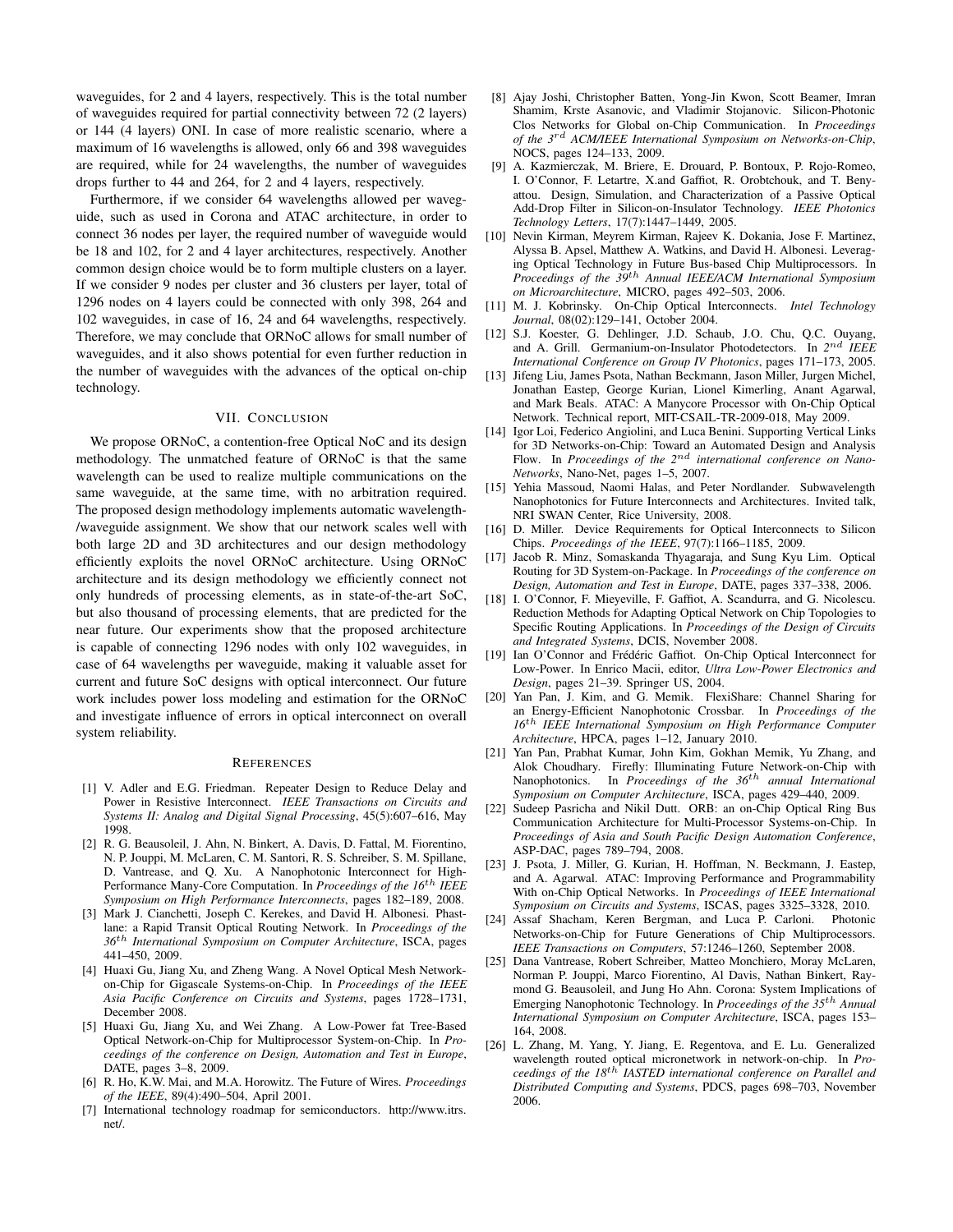waveguides, for 2 and 4 layers, respectively. This is the total number of waveguides required for partial connectivity between 72 (2 layers) or 144 (4 layers) ONI. In case of more realistic scenario, where a maximum of 16 wavelengths is allowed, only 66 and 398 waveguides are required, while for 24 wavelengths, the number of waveguides drops further to 44 and 264, for 2 and 4 layers, respectively.

Furthermore, if we consider 64 wavelengths allowed per waveguide, such as used in Corona and ATAC architecture, in order to connect 36 nodes per layer, the required number of waveguide would be 18 and 102, for 2 and 4 layer architectures, respectively. Another common design choice would be to form multiple clusters on a layer. If we consider 9 nodes per cluster and 36 clusters per layer, total of 1296 nodes on 4 layers could be connected with only 398, 264 and 102 waveguides, in case of 16, 24 and 64 wavelengths, respectively. Therefore, we may conclude that ORNoC allows for small number of waveguides, and it also shows potential for even further reduction in the number of waveguides with the advances of the optical on-chip technology.

## VII. Conclusion

We propose ORNoC, a contention-free Optical NoC and its design methodology. The unmatched feature of ORNoC is that the same wavelength can be used to realize multiple communications on the same waveguide, at the same time, with no arbitration required. The proposed design methodology implements automatic wavelength-/waveguide assignment. We show that our network scales well with both large 2D and 3D architectures and our design methodology efficiently exploits the novel ORNoC architecture. Using ORNoC architecture and its design methodology we efficiently connect not only hundreds of processing elements, as in state-of-the-art SoC, but also thousand of processing elements, that are predicted for the near future. Our experiments show that the proposed architecture is capable of connecting 1296 nodes with only 102 waveguides, in case of 64 wavelengths per waveguide, making it valuable asset for current and future SoC designs with optical interconnect. Our future work includes power loss modeling and estimation for the ORNoC and investigate influence of errors in optical interconnect on overall system reliability.

## References

[1] V. Adler and E.G. Friedman. Repeater Design to Reduce Delay and Power in Resistive Interconnect. *IEEE Transactions on Circuits and Systems II: Analog and Digital Signal Processing*, 45(5):607–616, May 1998.

[2] R. G. Beausoleil, J. Ahn, N. Binkert, A. Davis, D. Fattal, M. Fiorentino, N. P. Jouppi, M. McLaren, C. M. Santori, R. S. Schreiber, S. M. Spillane, D. Vantrease, and Q. Xu. A Nanophotonic Interconnect for High-Performance Many-Core Computation. In *Proceedings of the $16^{th}$ IEEE Symposium on High Performance Interconnects*, pages 182–189, 2008.

[3] Mark J. Cianchetti, Joseph C. Kerekes, and David H. Albonesi. Phastlane: a Rapid Transit Optical Routing Network. In *Proceedings of the $36^{th}$ International Symposium on Computer Architecture*, ISCA, pages 441–450, 2009.

[4] Huaxi Gu, Jiang Xu, and Zheng Wang. A Novel Optical Mesh Network-on-Chip for Gigascale Systems-on-Chip. In *Proceedings of the IEEE Asia Pacific Conference on Circuits and Systems*, pages 1728–1731, December 2008.

[5] Huaxi Gu, Jiang Xu, and Wei Zhang. A Low-Power fat Tree-Based Optical Network-on-Chip for Multiprocessor System-on-Chip. In *Proceedings of the conference on Design, Automation and Test in Europe*, DATE, pages 3–8, 2009.

[6] R. Ho, K.W. Mai, and M.A. Horowitz. The Future of Wires. *Proceedings of the IEEE*, 89(4):490–504, April 2001.

[7] International technology roadmap for semiconductors. http://www.itrs.net/.

[8] Ajay Joshi, Christopher Batten, Yong-Jin Kwon, Scott Beamer, Imran Shamim, Krste Asanovic, and Vladimir Stojanovic. Silicon-Photonic Clos Networks for Global on-Chip Communication. In *Proceedings of the $3^{rd}$ ACM/IEEE International Symposium on Networks-on-Chip*, NOCS, pages 124–133, 2009.

[9] A. Kazmierczak, M. Briere, E. Drouard, P. Bontoux, P. Rojo-Romeo, I. O'Connor, F. Letartre, X.and Gaffiot, R. Orobtchouk, and T. Benyattou. Design, Simulation, and Characterization of a Passive Optical Add-Drop Filter in Silicon-on-Insulator Technology. *IEEE Photonics Technology Letters*, 17(7):1447–1449, 2005.

[10] Nevin Kirman, Meyrem Kirman, Rajeev K. Dokania, Jose F. Martinez, Alyssa B. Apsel, Matthew A. Watkins, and David H. Albonesi. Leveraging Optical Technology in Future Bus-based Chip Multiprocessors. In *Proceedings of the $39^{th}$ Annual IEEE/ACM International Symposium on Microarchitecture*, MICRO, pages 492–503, 2006.

[11] M. J. Kobrinsky. On-Chip Optical Interconnects. *Intel Technology Journal*, 08(02):129–141, October 2004.

[12] S.J. Koester, G. Dehlinger, J.D. Schaub, J.O. Chu, Q.C. Ouyang, and A. Grill. Germanium-on-Insulator Photodetectors. In *$2^{nd}$ IEEE International Conference on Group IV Photonics*, pages 171–173, 2005.

[13] Jifeng Liu, James Psota, Nathan Beckmann, Jason Miller, Jurgen Michel, Jonathan Eastep, George Kurian, Lionel Kimerling, Anant Agarwal, and Mark Beals. ATAC: A Manycore Processor with On-Chip Optical Network. Technical report, MIT-CSAIL-TR-2009-018, May 2009.

[14] Igor Loi, Federico Angiolini, and Luca Benini. Supporting Vertical Links for 3D Networks-on-Chip: Toward an Automated Design and Analysis Flow. In *Proceedings of the $2^{nd}$ international conference on Nano-Networks*, Nano-Net, pages 1–5, 2007.

[15] Yehia Massoud, Naomi Halas, and Peter Nordlander. Subwavelength Nanophotonics for Future Interconnects and Architectures. Invited talk, NRI SWAN Center, Rice University, 2008.

[16] D. Miller. Device Requirements for Optical Interconnects to Silicon Chips. *Proceedings of the IEEE*, 97(7):1166–1185, 2009.

[17] Jacob R. Minz, Somaskanda Thyagaraja, and Sung Kyu Lim. Optical Routing for 3D System-on-Package. In *Proceedings of the conference on Design, Automation and Test in Europe*, DATE, pages 337–338, 2006.

[18] I. O'Connor, F. Mieyeville, F. Gaffiot, A. Scandurra, and G. Nicolescu. Reduction Methods for Adapting Optical Network on Chip Topologies to Specific Routing Applications. In *Proceedings of the Design of Circuits and Integrated Systems*, DCIS, November 2008.

[19] Ian O'Connor and Frédéric Gaffiot. On-Chip Optical Interconnect for Low-Power. In Enrico Macii, editor, *Ultra Low-Power Electronics and Design*, pages 21–39. Springer US, 2004.

[20] Yan Pan, J. Kim, and G. Memik. FlexiShare: Channel Sharing for an Energy-Efficient Nanophotonic Crossbar. In *Proceedings of the $16^{th}$ IEEE International Symposium on High Performance Computer Architecture*, HPCA, pages 1–12, January 2010.

[21] Yan Pan, Prabhat Kumar, John Kim, Gokhan Memik, Yu Zhang, and Alok Choudhary. Firefly: Illuminating Future Network-on-Chip with Nanophotonics. In *Proceedings of the $36^{th}$ annual International Symposium on Computer Architecture*, ISCA, pages 429–440, 2009.

[22] Sudeep Pasricha and Nikil Dutt. ORB: an on-Chip Optical Ring Bus Communication Architecture for Multi-Processor Systems-on-Chip. In *Proceedings of Asia and South Pacific Design Automation Conference*, ASP-DAC, pages 789–794, 2008.

[23] J. Psota, J. Miller, G. Kurian, H. Hoffman, N. Beckmann, J. Eastep, and A. Agarwal. ATAC: Improving Performance and Programmability With on-Chip Optical Networks. In *Proceedings of IEEE International Symposium on Circuits and Systems*, ISCAS, pages 3325–3328, 2010.

[24] Assaf Shacham, Keren Bergman, and Luca P. Carloni. Photonic Networks-on-Chip for Future Generations of Chip Multiprocessors. *IEEE Transactions on Computers*, 57:1246–1260, September 2008.

[25] Dana Vantrease, Robert Schreiber, Matteo Monchiero, Moray McLaren, Norman P. Jouppi, Marco Fiorentino, Al Davis, Nathan Binkert, Raymond G. Beausoleil, and Jung Ho Ahn. Corona: System Implications of Emerging Nanophotonic Technology. In *Proceedings of the $35^{th}$ Annual International Symposium on Computer Architecture*, ISCA, pages 153–164, 2008.

[26] L. Zhang, M. Yang, Y. Jiang, E. Regentova, and E. Lu. Generalized wavelength routed optical micronetwork in network-on-chip. In *Proceedings of the $18^{th}$ IASTED international conference on Parallel and Distributed Computing and Systems*, PDCS, pages 698–703, November 2006.